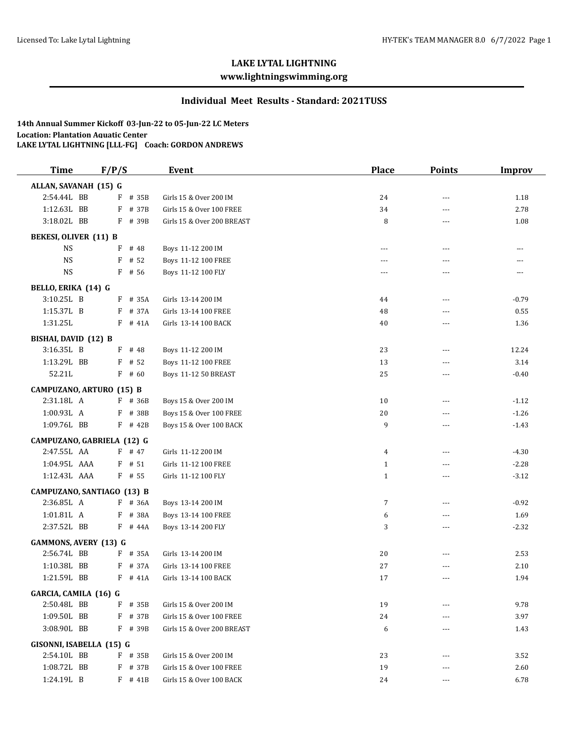# LAKE LYTAL LIGHTNING

**www.lightningswimming.org**

## Individual Meet Results - Standard: 2021TUSS

**14th Annual Summer Kickoff 03-Jun-22 to 05-Jun-22 LC Meters**
**Location: Plantation Aquatic Center**
**LAKE LYTAL LIGHTNING [LLL-FG] Coach: GORDON ANDREWS**

| Time | F/P/S | Event | Place | Points | Improv |
|---|---|---|---|---|---|
| **ALLAN, SAVANAH (15) G** | | | | | |
| 2:54.44L BB | F # 35B | Girls 15 & Over 200 IM | 24 | --- | 1.18 |
| 1:12.63L BB | F # 37B | Girls 15 & Over 100 FREE | 34 | --- | 2.78 |
| 3:18.02L BB | F # 39B | Girls 15 & Over 200 BREAST | 8 | --- | 1.08 |
| **BEKESI, OLIVER (11) B** | | | | | |
| NS | F # 48 | Boys 11-12 200 IM | --- | --- | --- |
| NS | F # 52 | Boys 11-12 100 FREE | --- | --- | --- |
| NS | F # 56 | Boys 11-12 100 FLY | --- | --- | --- |
| **BELLO, ERIKA (14) G** | | | | | |
| 3:10.25L B | F # 35A | Girls 13-14 200 IM | 44 | --- | -0.79 |
| 1:15.37L B | F # 37A | Girls 13-14 100 FREE | 48 | --- | 0.55 |
| 1:31.25L | F # 41A | Girls 13-14 100 BACK | 40 | --- | 1.36 |
| **BISHAI, DAVID (12) B** | | | | | |
| 3:16.35L B | F # 48 | Boys 11-12 200 IM | 23 | --- | 12.24 |
| 1:13.29L BB | F # 52 | Boys 11-12 100 FREE | 13 | --- | 3.14 |
| 52.21L | F # 60 | Boys 11-12 50 BREAST | 25 | --- | -0.40 |
| **CAMPUZANO, ARTURO (15) B** | | | | | |
| 2:31.18L A | F # 36B | Boys 15 & Over 200 IM | 10 | --- | -1.12 |
| 1:00.93L A | F # 38B | Boys 15 & Over 100 FREE | 20 | --- | -1.26 |
| 1:09.76L BB | F # 42B | Boys 15 & Over 100 BACK | 9 | --- | -1.43 |
| **CAMPUZANO, GABRIELA (12) G** | | | | | |
| 2:47.55L AA | F # 47 | Girls 11-12 200 IM | 4 | --- | -4.30 |
| 1:04.95L AAA | F # 51 | Girls 11-12 100 FREE | 1 | --- | -2.28 |
| 1:12.43L AAA | F # 55 | Girls 11-12 100 FLY | 1 | --- | -3.12 |
| **CAMPUZANO, SANTIAGO (13) B** | | | | | |
| 2:36.85L A | F # 36A | Boys 13-14 200 IM | 7 | --- | -0.92 |
| 1:01.81L A | F # 38A | Boys 13-14 100 FREE | 6 | --- | 1.69 |
| 2:37.52L BB | F # 44A | Boys 13-14 200 FLY | 3 | --- | -2.32 |
| **GAMMONS, AVERY (13) G** | | | | | |
| 2:56.74L BB | F # 35A | Girls 13-14 200 IM | 20 | --- | 2.53 |
| 1:10.38L BB | F # 37A | Girls 13-14 100 FREE | 27 | --- | 2.10 |
| 1:21.59L BB | F # 41A | Girls 13-14 100 BACK | 17 | --- | 1.94 |
| **GARCIA, CAMILA (16) G** | | | | | |
| 2:50.48L BB | F # 35B | Girls 15 & Over 200 IM | 19 | --- | 9.78 |
| 1:09.50L BB | F # 37B | Girls 15 & Over 100 FREE | 24 | --- | 3.97 |
| 3:08.90L BB | F # 39B | Girls 15 & Over 200 BREAST | 6 | --- | 1.43 |
| **GISONNI, ISABELLA (15) G** | | | | | |
| 2:54.10L BB | F # 35B | Girls 15 & Over 200 IM | 23 | --- | 3.52 |
| 1:08.72L BB | F # 37B | Girls 15 & Over 100 FREE | 19 | --- | 2.60 |
| 1:24.19L B | F # 41B | Girls 15 & Over 100 BACK | 24 | --- | 6.78 |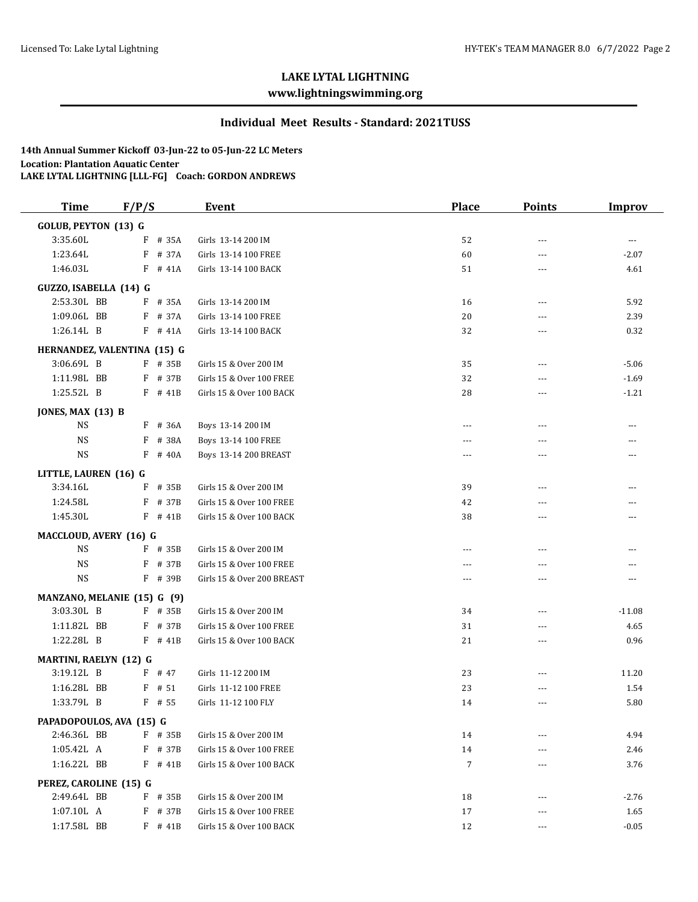## LAKE LYTAL LIGHTNING

**www.lightningswimming.org**

### Individual Meet Results - Standard: 2021TUSS

**14th Annual Summer Kickoff 03-Jun-22 to 05-Jun-22 LC Meters**
**Location: Plantation Aquatic Center**
**LAKE LYTAL LIGHTNING [LLL-FG] Coach: GORDON ANDREWS**

| Time | F/P/S | Event | Place | Points | Improv |
|---|---|---|---|---|---|
| **GOLUB, PEYTON (13) G** | | | | | |
| 3:35.60L | F # 35A | Girls 13-14 200 IM | 52 | --- | --- |
| 1:23.64L | F # 37A | Girls 13-14 100 FREE | 60 | --- | -2.07 |
| 1:46.03L | F # 41A | Girls 13-14 100 BACK | 51 | --- | 4.61 |
| **GUZZO, ISABELLA (14) G** | | | | | |
| 2:53.30L BB | F # 35A | Girls 13-14 200 IM | 16 | --- | 5.92 |
| 1:09.06L BB | F # 37A | Girls 13-14 100 FREE | 20 | --- | 2.39 |
| 1:26.14L B | F # 41A | Girls 13-14 100 BACK | 32 | --- | 0.32 |
| **HERNANDEZ, VALENTINA (15) G** | | | | | |
| 3:06.69L B | F # 35B | Girls 15 & Over 200 IM | 35 | --- | -5.06 |
| 1:11.98L BB | F # 37B | Girls 15 & Over 100 FREE | 32 | --- | -1.69 |
| 1:25.52L B | F # 41B | Girls 15 & Over 100 BACK | 28 | --- | -1.21 |
| **JONES, MAX (13) B** | | | | | |
| NS | F # 36A | Boys 13-14 200 IM | --- | --- | --- |
| NS | F # 38A | Boys 13-14 100 FREE | --- | --- | --- |
| NS | F # 40A | Boys 13-14 200 BREAST | --- | --- | --- |
| **LITTLE, LAUREN (16) G** | | | | | |
| 3:34.16L | F # 35B | Girls 15 & Over 200 IM | 39 | --- | --- |
| 1:24.58L | F # 37B | Girls 15 & Over 100 FREE | 42 | --- | --- |
| 1:45.30L | F # 41B | Girls 15 & Over 100 BACK | 38 | --- | --- |
| **MACCLOUD, AVERY (16) G** | | | | | |
| NS | F # 35B | Girls 15 & Over 200 IM | --- | --- | --- |
| NS | F # 37B | Girls 15 & Over 100 FREE | --- | --- | --- |
| NS | F # 39B | Girls 15 & Over 200 BREAST | --- | --- | --- |
| **MANZANO, MELANIE (15) G (9)** | | | | | |
| 3:03.30L B | F # 35B | Girls 15 & Over 200 IM | 34 | --- | -11.08 |
| 1:11.82L BB | F # 37B | Girls 15 & Over 100 FREE | 31 | --- | 4.65 |
| 1:22.28L B | F # 41B | Girls 15 & Over 100 BACK | 21 | --- | 0.96 |
| **MARTINI, RAELYN (12) G** | | | | | |
| 3:19.12L B | F # 47 | Girls 11-12 200 IM | 23 | --- | 11.20 |
| 1:16.28L BB | F # 51 | Girls 11-12 100 FREE | 23 | --- | 1.54 |
| 1:33.79L B | F # 55 | Girls 11-12 100 FLY | 14 | --- | 5.80 |
| **PAPADOPOULOS, AVA (15) G** | | | | | |
| 2:46.36L BB | F # 35B | Girls 15 & Over 200 IM | 14 | --- | 4.94 |
| 1:05.42L A | F # 37B | Girls 15 & Over 100 FREE | 14 | --- | 2.46 |
| 1:16.22L BB | F # 41B | Girls 15 & Over 100 BACK | 7 | --- | 3.76 |
| **PEREZ, CAROLINE (15) G** | | | | | |
| 2:49.64L BB | F # 35B | Girls 15 & Over 200 IM | 18 | --- | -2.76 |
| 1:07.10L A | F # 37B | Girls 15 & Over 100 FREE | 17 | --- | 1.65 |
| 1:17.58L BB | F # 41B | Girls 15 & Over 100 BACK | 12 | --- | -0.05 |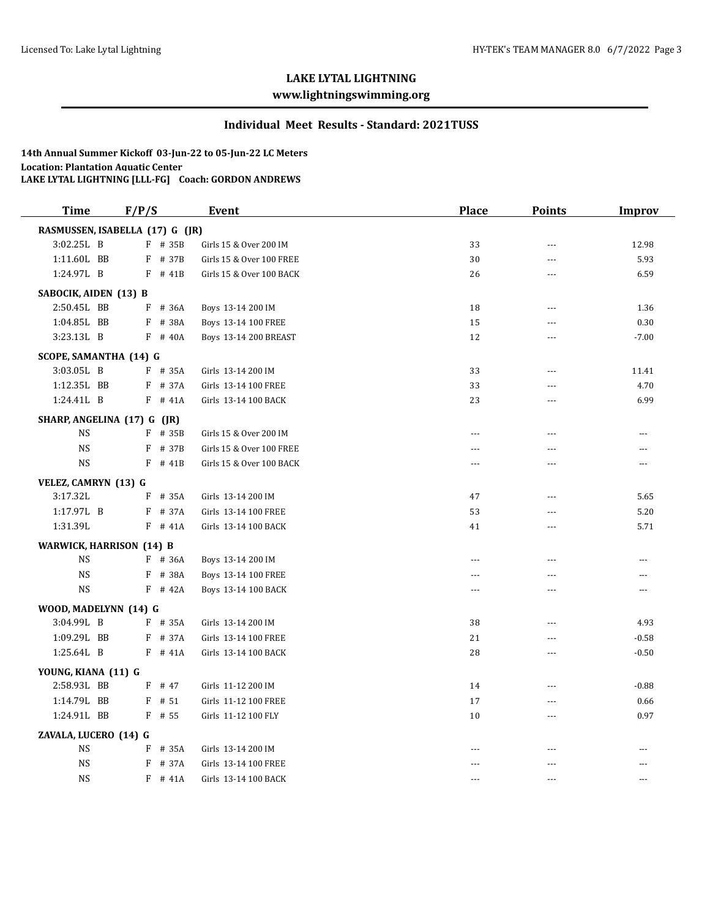## LAKE LYTAL LIGHTNING
### www.lightningswimming.org

### Individual Meet Results - Standard: 2021TUSS

**14th Annual Summer Kickoff 03-Jun-22 to 05-Jun-22 LC Meters**
**Location: Plantation Aquatic Center**
**LAKE LYTAL LIGHTNING [LLL-FG] Coach: GORDON ANDREWS**

| Time | F/P/S | Event | Place | Points | Improv |
|---|---|---|---|---|---|
| **RASMUSSEN, ISABELLA (17) G (JR)** | | | | | |
| 3:02.25L B | F # 35B | Girls 15 & Over 200 IM | 33 | --- | 12.98 |
| 1:11.60L BB | F # 37B | Girls 15 & Over 100 FREE | 30 | --- | 5.93 |
| 1:24.97L B | F # 41B | Girls 15 & Over 100 BACK | 26 | --- | 6.59 |
| **SABOCIK, AIDEN (13) B** | | | | | |
| 2:50.45L BB | F # 36A | Boys 13-14 200 IM | 18 | --- | 1.36 |
| 1:04.85L BB | F # 38A | Boys 13-14 100 FREE | 15 | --- | 0.30 |
| 3:23.13L B | F # 40A | Boys 13-14 200 BREAST | 12 | --- | -7.00 |
| **SCOPE, SAMANTHA (14) G** | | | | | |
| 3:03.05L B | F # 35A | Girls 13-14 200 IM | 33 | --- | 11.41 |
| 1:12.35L BB | F # 37A | Girls 13-14 100 FREE | 33 | --- | 4.70 |
| 1:24.41L B | F # 41A | Girls 13-14 100 BACK | 23 | --- | 6.99 |
| **SHARP, ANGELINA (17) G (JR)** | | | | | |
| NS | F # 35B | Girls 15 & Over 200 IM | --- | --- | --- |
| NS | F # 37B | Girls 15 & Over 100 FREE | --- | --- | --- |
| NS | F # 41B | Girls 15 & Over 100 BACK | --- | --- | --- |
| **VELEZ, CAMRYN (13) G** | | | | | |
| 3:17.32L | F # 35A | Girls 13-14 200 IM | 47 | --- | 5.65 |
| 1:17.97L B | F # 37A | Girls 13-14 100 FREE | 53 | --- | 5.20 |
| 1:31.39L | F # 41A | Girls 13-14 100 BACK | 41 | --- | 5.71 |
| **WARWICK, HARRISON (14) B** | | | | | |
| NS | F # 36A | Boys 13-14 200 IM | --- | --- | --- |
| NS | F # 38A | Boys 13-14 100 FREE | --- | --- | --- |
| NS | F # 42A | Boys 13-14 100 BACK | --- | --- | --- |
| **WOOD, MADELYNN (14) G** | | | | | |
| 3:04.99L B | F # 35A | Girls 13-14 200 IM | 38 | --- | 4.93 |
| 1:09.29L BB | F # 37A | Girls 13-14 100 FREE | 21 | --- | -0.58 |
| 1:25.64L B | F # 41A | Girls 13-14 100 BACK | 28 | --- | -0.50 |
| **YOUNG, KIANA (11) G** | | | | | |
| 2:58.93L BB | F # 47 | Girls 11-12 200 IM | 14 | --- | -0.88 |
| 1:14.79L BB | F # 51 | Girls 11-12 100 FREE | 17 | --- | 0.66 |
| 1:24.91L BB | F # 55 | Girls 11-12 100 FLY | 10 | --- | 0.97 |
| **ZAVALA, LUCERO (14) G** | | | | | |
| NS | F # 35A | Girls 13-14 200 IM | --- | --- | --- |
| NS | F # 37A | Girls 13-14 100 FREE | --- | --- | --- |
| NS | F # 41A | Girls 13-14 100 BACK | --- | --- | --- |